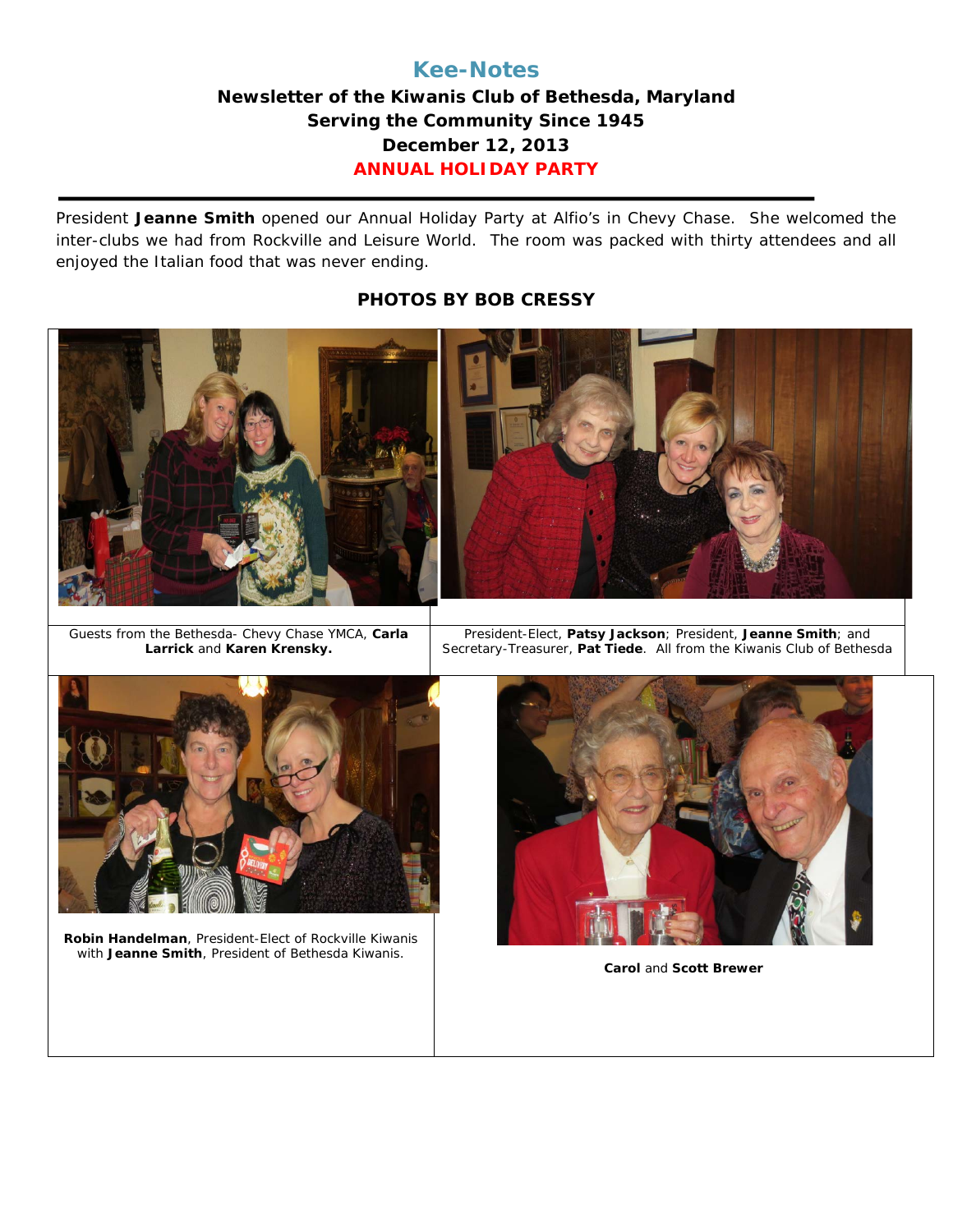# Kee-Notes

**Newsletter of the Kiwanis Club of Bethesda, Maryland**
**Serving the Community Since 1945**
**December 12, 2013**
**ANNUAL HOLIDAY PARTY**

President **Jeanne Smith** opened our Annual Holiday Party at Alfio's in Chevy Chase. She welcomed the inter-clubs we had from Rockville and Leisure World. The room was packed with thirty attendees and all enjoyed the Italian food that was never ending.

**PHOTOS BY BOB CRESSY**

Guests from the Bethesda- Chevy Chase YMCA, **Carla Larrick** and **Karen Krensky.**

President-Elect, **Patsy Jackson**; President, **Jeanne Smith**; and Secretary-Treasurer, **Pat Tiede**. All from the Kiwanis Club of Bethesda

**Robin Handelman**, President-Elect of Rockville Kiwanis with **Jeanne Smith**, President of Bethesda Kiwanis.

**Carol** and **Scott Brewer**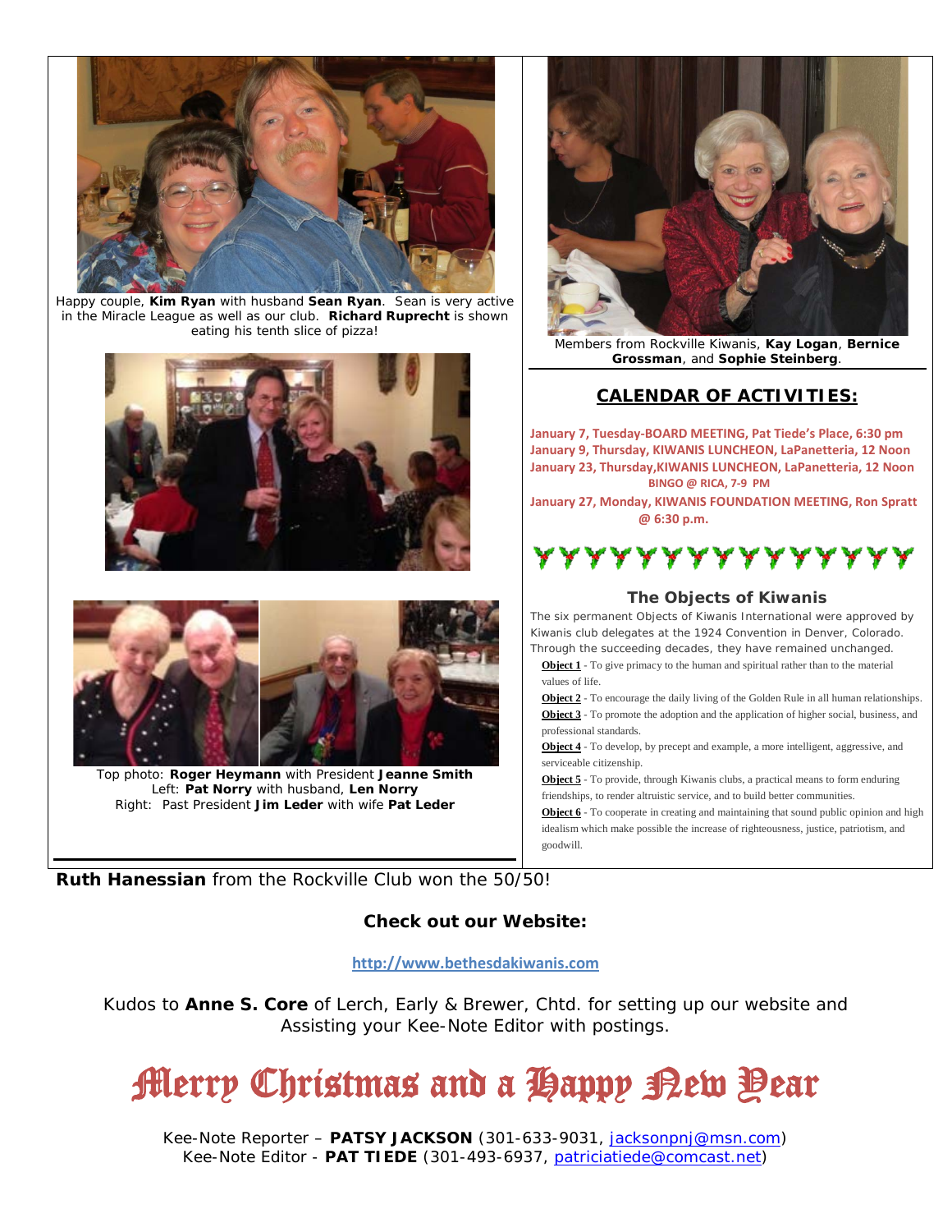Happy couple, **Kim Ryan** with husband **Sean Ryan**. Sean is very active in the Miracle League as well as our club. **Richard Ruprecht** is shown eating his tenth slice of pizza!

Top photo: **Roger Heymann** with President **Jeanne Smith**
Left: **Pat Norry** with husband, **Len Norry**
Right: Past President **Jim Leder** with wife **Pat Leder**

Members from Rockville Kiwanis, **Kay Logan**, **Bernice Grossman**, and **Sophie Steinberg**.

## CALENDAR OF ACTIVITIES:

**January 7, Tuesday-BOARD MEETING, Pat Tiede's Place, 6:30 pm**
**January 9, Thursday, KIWANIS LUNCHEON, LaPanetteria, 12 Noon**
**January 23, Thursday,KIWANIS LUNCHEON, LaPanetteria, 12 Noon**
**BINGO @ RICA, 7-9 PM**
**January 27, Monday, KIWANIS FOUNDATION MEETING, Ron Spratt @ 6:30 p.m.**

### The Objects of Kiwanis

The six permanent Objects of Kiwanis International were approved by Kiwanis club delegates at the 1924 Convention in Denver, Colorado. Through the succeeding decades, they have remained unchanged.

**Object 1** - To give primacy to the human and spiritual rather than to the material values of life.

**Object 2** - To encourage the daily living of the Golden Rule in all human relationships.

**Object 3** - To promote the adoption and the application of higher social, business, and professional standards.

**Object 4** - To develop, by precept and example, a more intelligent, aggressive, and serviceable citizenship.

**Object 5** - To provide, through Kiwanis clubs, a practical means to form enduring friendships, to render altruistic service, and to build better communities.

**Object 6** - To cooperate in creating and maintaining that sound public opinion and high idealism which make possible the increase of righteousness, justice, patriotism, and goodwill.

**Ruth Hanessian** from the Rockville Club won the 50/50!

**Check out our Website:**

http://www.bethesdakiwanis.com

Kudos to **Anne S. Core** of Lerch, Early & Brewer, Chtd. for setting up our website and Assisting your Kee-Note Editor with postings.

# Merry Christmas and a Happy New Year

Kee-Note Reporter – **PATSY JACKSON** (301-633-9031, jacksonpnj@msn.com)
Kee-Note Editor - **PAT TIEDE** (301-493-6937, patriciatiede@comcast.net)